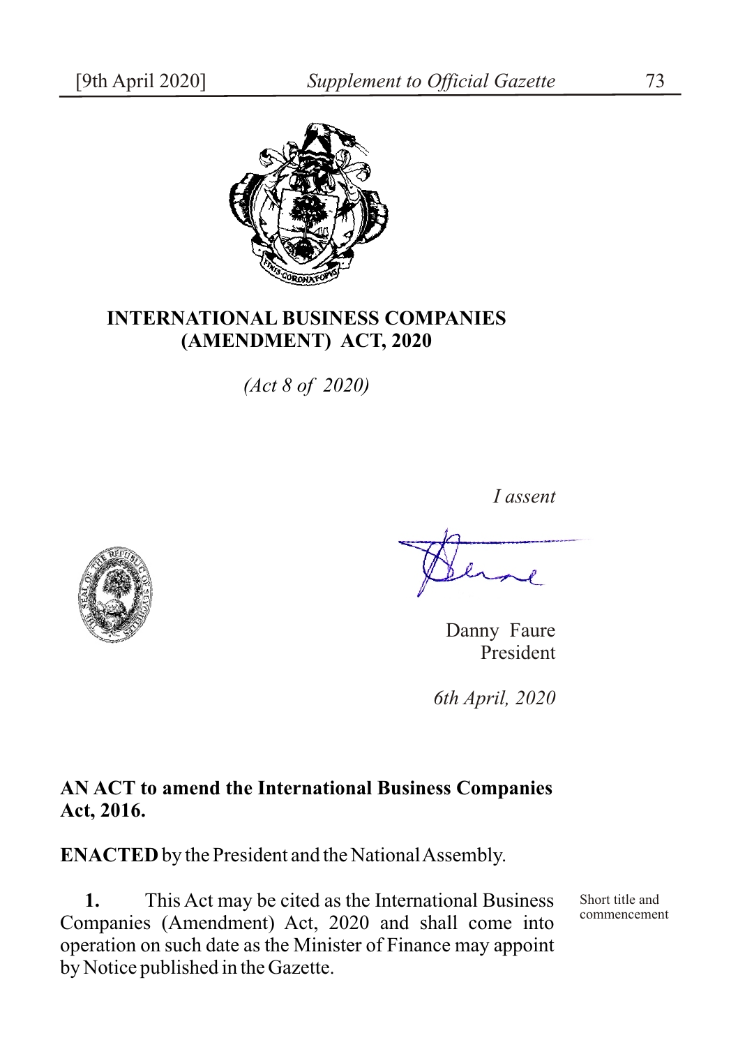# INTERNATIONAL BUSINESS COMPANIES (AMENDMENT) ACT, 2020

*(Act 8 of 2020)*

*I assent*

Danny Faure
President

*6th April, 2020*

**AN ACT to amend the International Business Companies Act, 2016.**

**ENACTED** by the President and the National Assembly.

Short title and commencement

**1.** This Act may be cited as the International Business Companies (Amendment) Act, 2020 and shall come into operation on such date as the Minister of Finance may appoint by Notice published in the Gazette.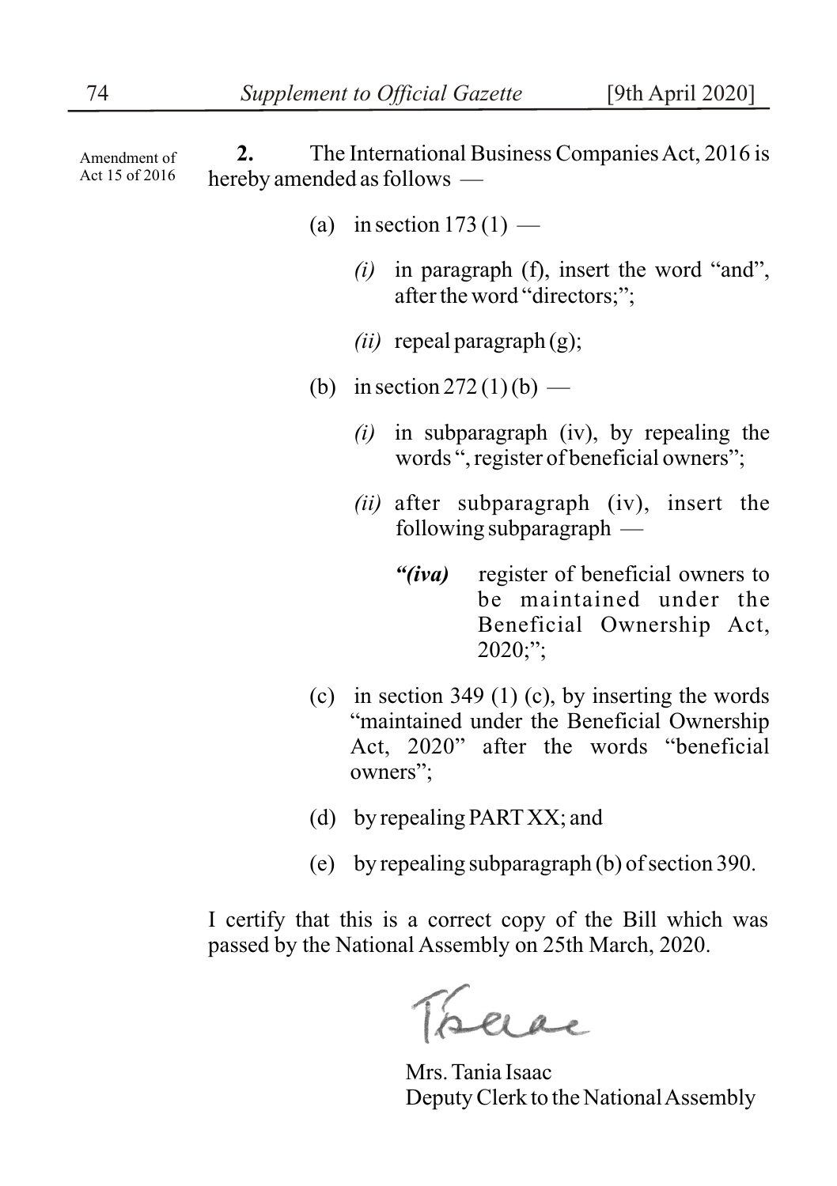Amendment of Act 15 of 2016

**2.** The International Business Companies Act, 2016 is hereby amended as follows —

(a) in section 173 (1) —

*(i)* in paragraph (f), insert the word "and", after the word "directors;";

*(ii)* repeal paragraph (g);

(b) in section 272 (1) (b) —

*(i)* in subparagraph (iv), by repealing the words ", register of beneficial owners";

*(ii)* after subparagraph (iv), insert the following subparagraph —

***"(iva)*** register of beneficial owners to be maintained under the Beneficial Ownership Act, 2020;";

(c) in section 349 (1) (c), by inserting the words "maintained under the Beneficial Ownership Act, 2020" after the words "beneficial owners";

(d) by repealing PART XX; and

(e) by repealing subparagraph (b) of section 390.

I certify that this is a correct copy of the Bill which was passed by the National Assembly on 25th March, 2020.

Mrs. Tania Isaac
Deputy Clerk to the National Assembly